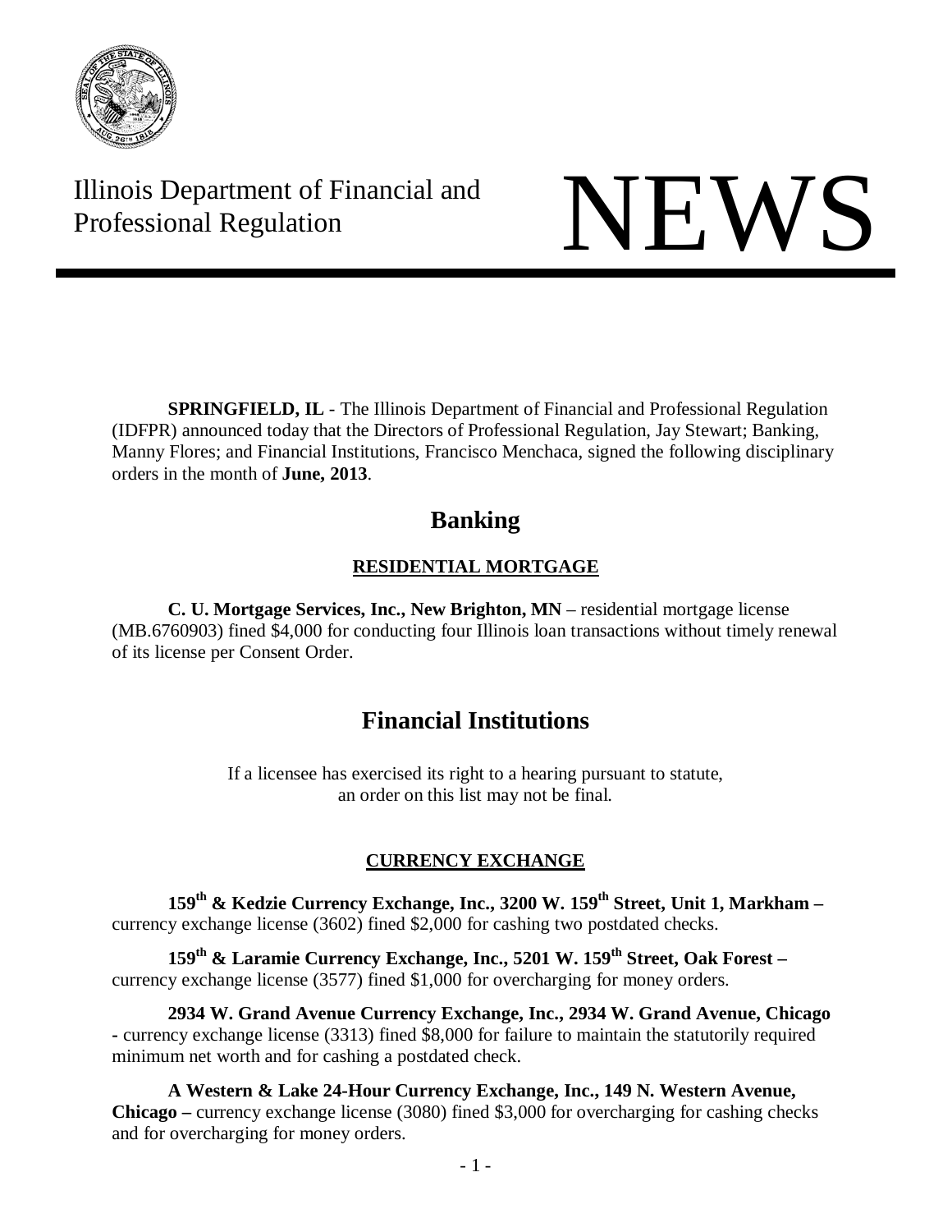Illinois Department of Financial and Professional Regulation

# NEWS

**SPRINGFIELD, IL** - The Illinois Department of Financial and Professional Regulation (IDFPR) announced today that the Directors of Professional Regulation, Jay Stewart; Banking, Manny Flores; and Financial Institutions, Francisco Menchaca, signed the following disciplinary orders in the month of **June, 2013**.

## Banking

### RESIDENTIAL MORTGAGE

**C. U. Mortgage Services, Inc., New Brighton, MN** – residential mortgage license (MB.6760903) fined $4,000 for conducting four Illinois loan transactions without timely renewal of its license per Consent Order.

## Financial Institutions

If a licensee has exercised its right to a hearing pursuant to statute, an order on this list may not be final.

### CURRENCY EXCHANGE

**159th & Kedzie Currency Exchange, Inc., 3200 W. 159th Street, Unit 1, Markham –** currency exchange license (3602) fined $2,000 for cashing two postdated checks.

**159th & Laramie Currency Exchange, Inc., 5201 W. 159th Street, Oak Forest –** currency exchange license (3577) fined $1,000 for overcharging for money orders.

**2934 W. Grand Avenue Currency Exchange, Inc., 2934 W. Grand Avenue, Chicago** - currency exchange license (3313) fined $8,000 for failure to maintain the statutorily required minimum net worth and for cashing a postdated check.

**A Western & Lake 24-Hour Currency Exchange, Inc., 149 N. Western Avenue, Chicago –** currency exchange license (3080) fined $3,000 for overcharging for cashing checks and for overcharging for money orders.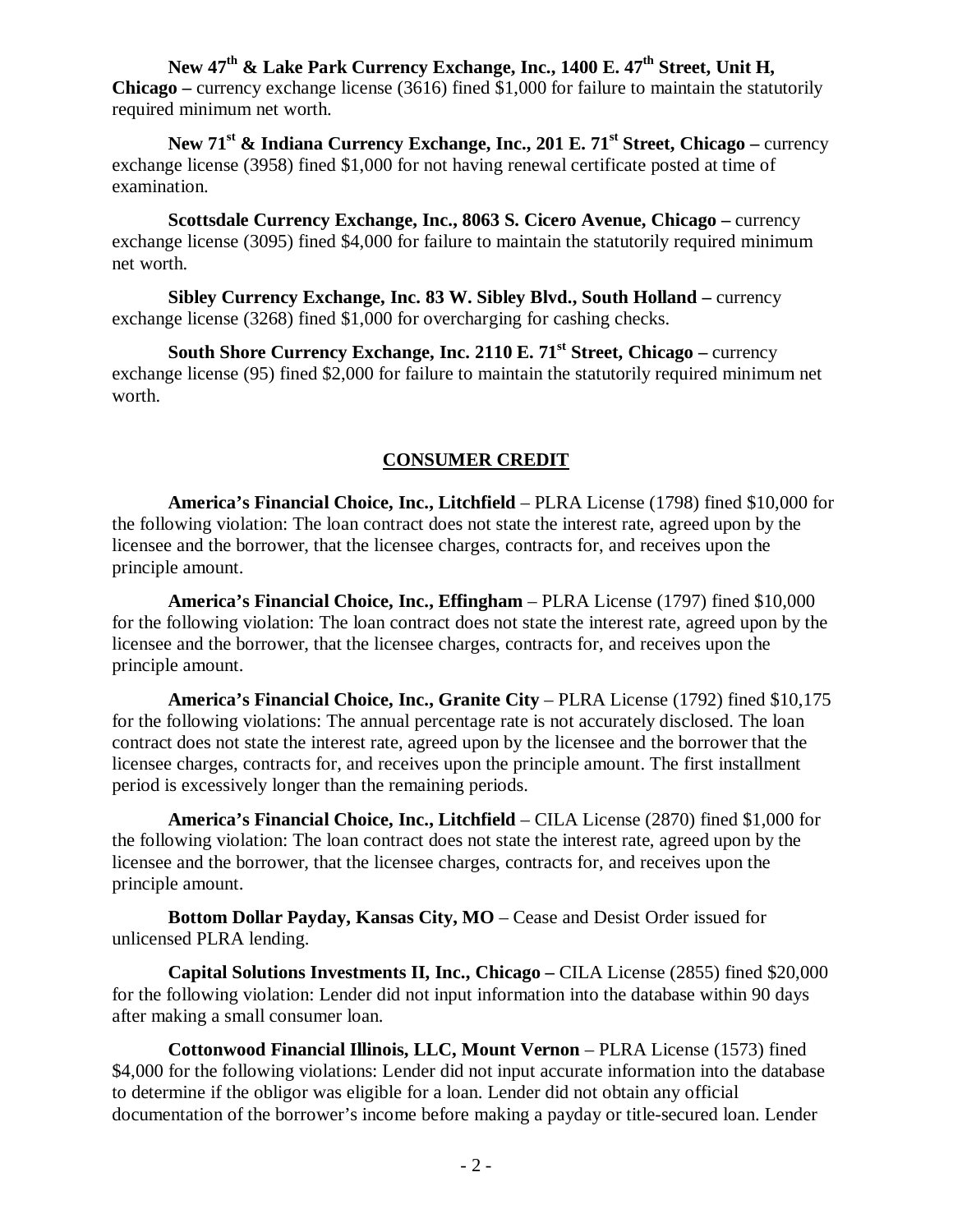**New 47th & Lake Park Currency Exchange, Inc., 1400 E. 47th Street, Unit H, Chicago –** currency exchange license (3616) fined $1,000 for failure to maintain the statutorily required minimum net worth.

**New 71st & Indiana Currency Exchange, Inc., 201 E. 71st Street, Chicago –** currency exchange license (3958) fined $1,000 for not having renewal certificate posted at time of examination.

**Scottsdale Currency Exchange, Inc., 8063 S. Cicero Avenue, Chicago –** currency exchange license (3095) fined $4,000 for failure to maintain the statutorily required minimum net worth.

**Sibley Currency Exchange, Inc. 83 W. Sibley Blvd., South Holland –** currency exchange license (3268) fined $1,000 for overcharging for cashing checks.

**South Shore Currency Exchange, Inc. 2110 E. 71st Street, Chicago –** currency exchange license (95) fined $2,000 for failure to maintain the statutorily required minimum net worth.

## CONSUMER CREDIT

**America's Financial Choice, Inc., Litchfield** – PLRA License (1798) fined $10,000 for the following violation: The loan contract does not state the interest rate, agreed upon by the licensee and the borrower, that the licensee charges, contracts for, and receives upon the principle amount.

**America's Financial Choice, Inc., Effingham** – PLRA License (1797) fined $10,000 for the following violation: The loan contract does not state the interest rate, agreed upon by the licensee and the borrower, that the licensee charges, contracts for, and receives upon the principle amount.

**America's Financial Choice, Inc., Granite City** – PLRA License (1792) fined $10,175 for the following violations: The annual percentage rate is not accurately disclosed. The loan contract does not state the interest rate, agreed upon by the licensee and the borrower that the licensee charges, contracts for, and receives upon the principle amount. The first installment period is excessively longer than the remaining periods.

**America's Financial Choice, Inc., Litchfield** – CILA License (2870) fined $1,000 for the following violation: The loan contract does not state the interest rate, agreed upon by the licensee and the borrower, that the licensee charges, contracts for, and receives upon the principle amount.

**Bottom Dollar Payday, Kansas City, MO** – Cease and Desist Order issued for unlicensed PLRA lending.

**Capital Solutions Investments II, Inc., Chicago –** CILA License (2855) fined $20,000 for the following violation: Lender did not input information into the database within 90 days after making a small consumer loan.

**Cottonwood Financial Illinois, LLC, Mount Vernon** – PLRA License (1573) fined $4,000 for the following violations: Lender did not input accurate information into the database to determine if the obligor was eligible for a loan. Lender did not obtain any official documentation of the borrower's income before making a payday or title-secured loan. Lender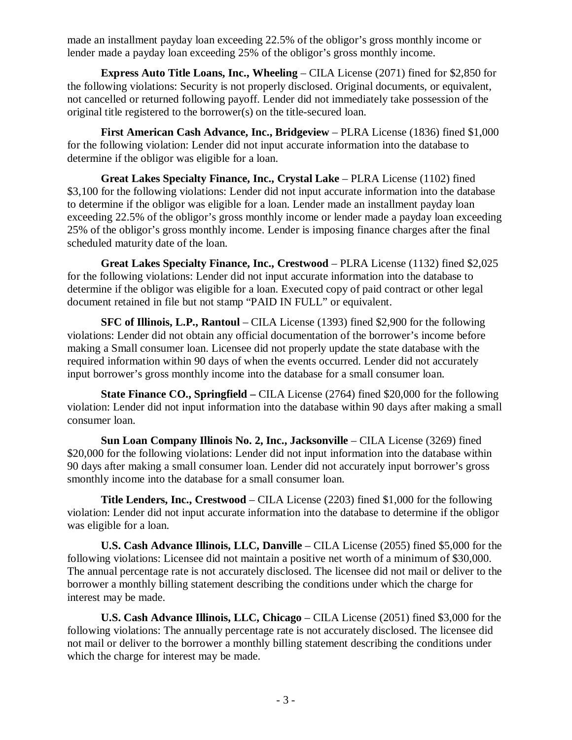made an installment payday loan exceeding 22.5% of the obligor's gross monthly income or lender made a payday loan exceeding 25% of the obligor's gross monthly income.

**Express Auto Title Loans, Inc., Wheeling** – CILA License (2071) fined for $2,850 for the following violations: Security is not properly disclosed. Original documents, or equivalent, not cancelled or returned following payoff. Lender did not immediately take possession of the original title registered to the borrower(s) on the title-secured loan.

**First American Cash Advance, Inc., Bridgeview** – PLRA License (1836) fined $1,000 for the following violation: Lender did not input accurate information into the database to determine if the obligor was eligible for a loan.

**Great Lakes Specialty Finance, Inc., Crystal Lake** – PLRA License (1102) fined $3,100 for the following violations: Lender did not input accurate information into the database to determine if the obligor was eligible for a loan. Lender made an installment payday loan exceeding 22.5% of the obligor's gross monthly income or lender made a payday loan exceeding 25% of the obligor's gross monthly income. Lender is imposing finance charges after the final scheduled maturity date of the loan.

**Great Lakes Specialty Finance, Inc., Crestwood** – PLRA License (1132) fined $2,025 for the following violations: Lender did not input accurate information into the database to determine if the obligor was eligible for a loan. Executed copy of paid contract or other legal document retained in file but not stamp "PAID IN FULL" or equivalent.

**SFC of Illinois, L.P., Rantoul** – CILA License (1393) fined $2,900 for the following violations: Lender did not obtain any official documentation of the borrower's income before making a Small consumer loan. Licensee did not properly update the state database with the required information within 90 days of when the events occurred. Lender did not accurately input borrower's gross monthly income into the database for a small consumer loan.

**State Finance CO., Springfield –** CILA License (2764) fined $20,000 for the following violation: Lender did not input information into the database within 90 days after making a small consumer loan.

**Sun Loan Company Illinois No. 2, Inc., Jacksonville** – CILA License (3269) fined $20,000 for the following violations: Lender did not input information into the database within 90 days after making a small consumer loan. Lender did not accurately input borrower's gross smonthly income into the database for a small consumer loan.

**Title Lenders, Inc., Crestwood** – CILA License (2203) fined $1,000 for the following violation: Lender did not input accurate information into the database to determine if the obligor was eligible for a loan.

**U.S. Cash Advance Illinois, LLC, Danville** – CILA License (2055) fined $5,000 for the following violations: Licensee did not maintain a positive net worth of a minimum of $30,000. The annual percentage rate is not accurately disclosed. The licensee did not mail or deliver to the borrower a monthly billing statement describing the conditions under which the charge for interest may be made.

**U.S. Cash Advance Illinois, LLC, Chicago** – CILA License (2051) fined $3,000 for the following violations: The annually percentage rate is not accurately disclosed. The licensee did not mail or deliver to the borrower a monthly billing statement describing the conditions under which the charge for interest may be made.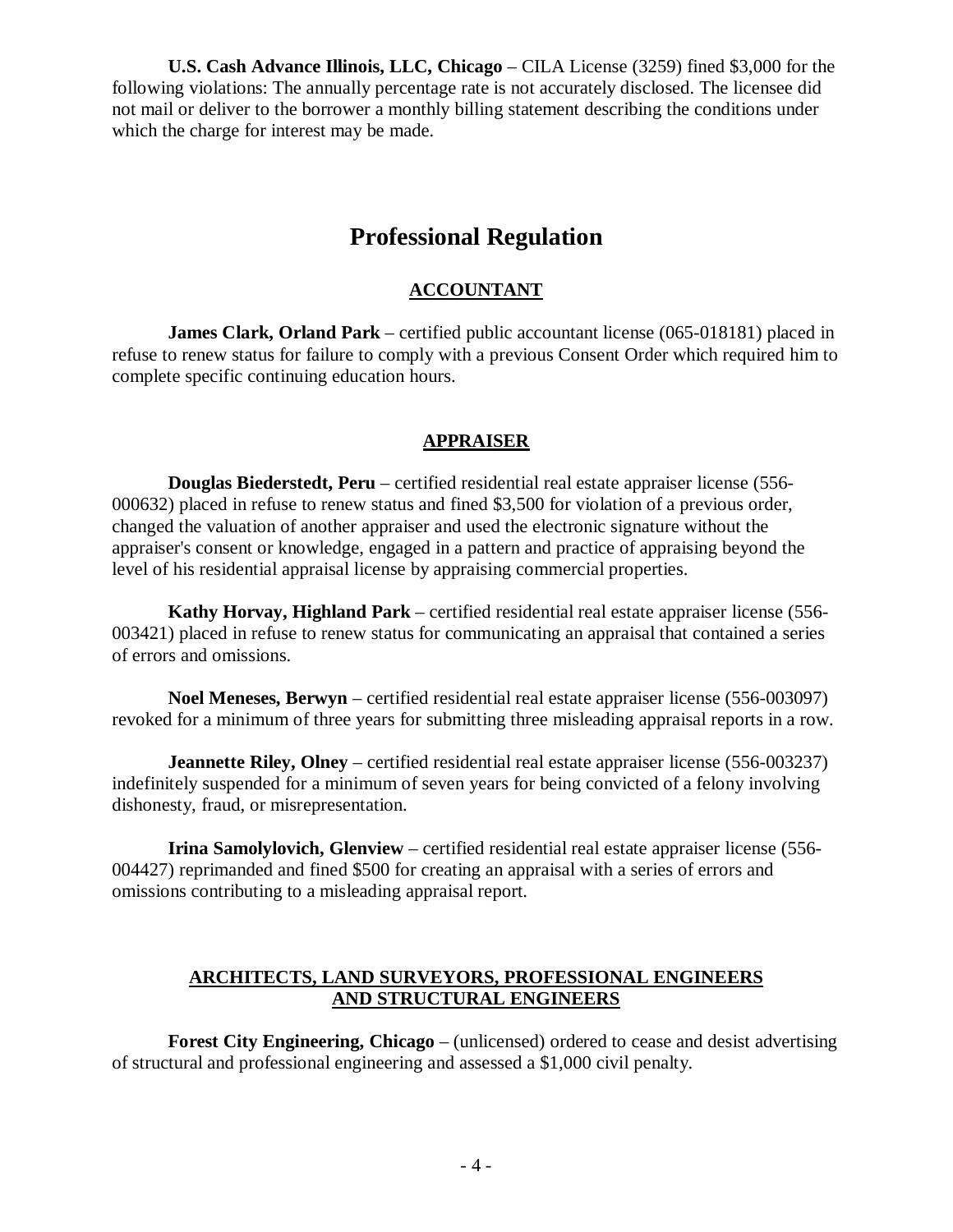**U.S. Cash Advance Illinois, LLC, Chicago** – CILA License (3259) fined $3,000 for the following violations: The annually percentage rate is not accurately disclosed. The licensee did not mail or deliver to the borrower a monthly billing statement describing the conditions under which the charge for interest may be made.

# Professional Regulation

## ACCOUNTANT

**James Clark, Orland Park** – certified public accountant license (065-018181) placed in refuse to renew status for failure to comply with a previous Consent Order which required him to complete specific continuing education hours.

## APPRAISER

**Douglas Biederstedt, Peru** – certified residential real estate appraiser license (556-000632) placed in refuse to renew status and fined $3,500 for violation of a previous order, changed the valuation of another appraiser and used the electronic signature without the appraiser's consent or knowledge, engaged in a pattern and practice of appraising beyond the level of his residential appraisal license by appraising commercial properties.

**Kathy Horvay, Highland Park** – certified residential real estate appraiser license (556-003421) placed in refuse to renew status for communicating an appraisal that contained a series of errors and omissions.

**Noel Meneses, Berwyn** – certified residential real estate appraiser license (556-003097) revoked for a minimum of three years for submitting three misleading appraisal reports in a row.

**Jeannette Riley, Olney** – certified residential real estate appraiser license (556-003237) indefinitely suspended for a minimum of seven years for being convicted of a felony involving dishonesty, fraud, or misrepresentation.

**Irina Samolylovich, Glenview** – certified residential real estate appraiser license (556-004427) reprimanded and fined $500 for creating an appraisal with a series of errors and omissions contributing to a misleading appraisal report.

## ARCHITECTS, LAND SURVEYORS, PROFESSIONAL ENGINEERS AND STRUCTURAL ENGINEERS

**Forest City Engineering, Chicago** – (unlicensed) ordered to cease and desist advertising of structural and professional engineering and assessed a $1,000 civil penalty.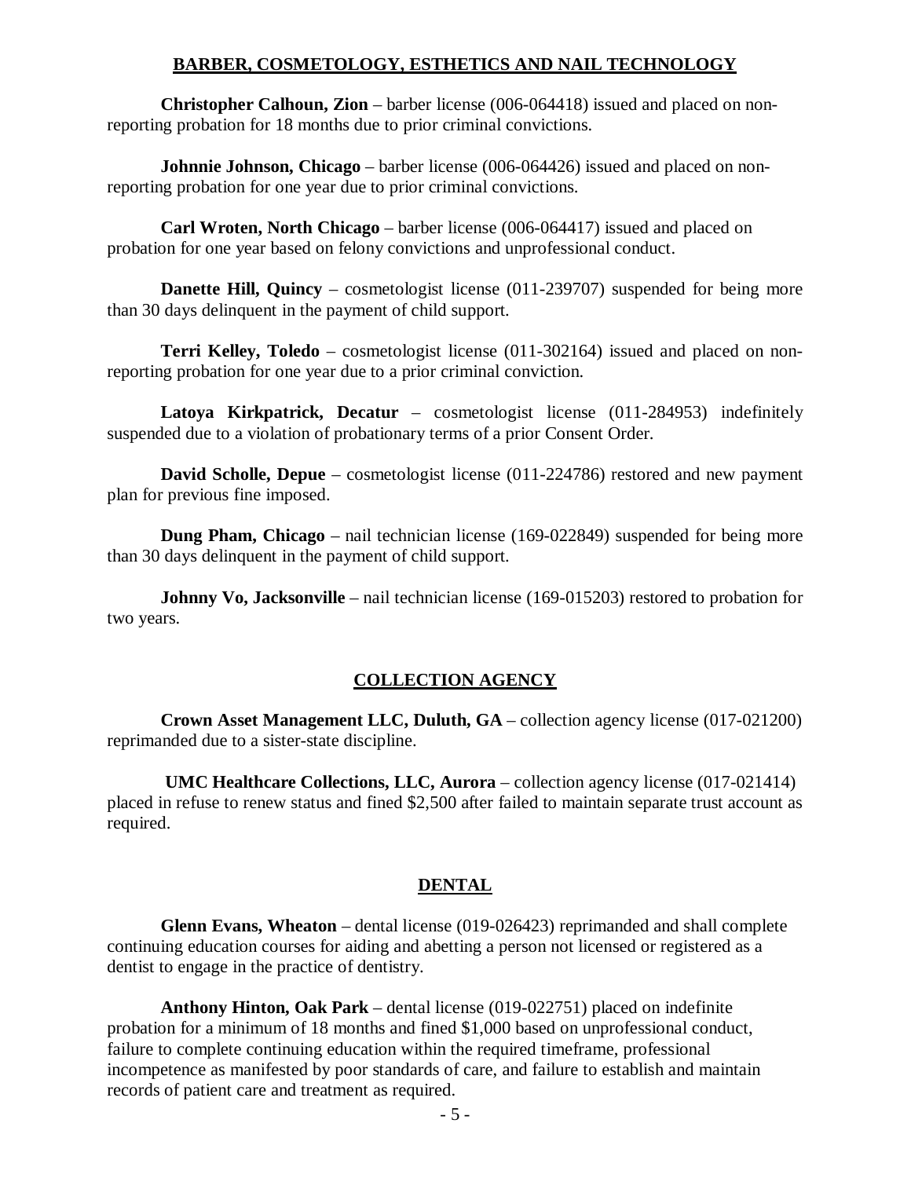## BARBER, COSMETOLOGY, ESTHETICS AND NAIL TECHNOLOGY

**Christopher Calhoun, Zion** – barber license (006-064418) issued and placed on non-reporting probation for 18 months due to prior criminal convictions.

**Johnnie Johnson, Chicago** – barber license (006-064426) issued and placed on non-reporting probation for one year due to prior criminal convictions.

**Carl Wroten, North Chicago** – barber license (006-064417) issued and placed on probation for one year based on felony convictions and unprofessional conduct.

**Danette Hill, Quincy** – cosmetologist license (011-239707) suspended for being more than 30 days delinquent in the payment of child support.

**Terri Kelley, Toledo** – cosmetologist license (011-302164) issued and placed on non-reporting probation for one year due to a prior criminal conviction.

**Latoya Kirkpatrick, Decatur** – cosmetologist license (011-284953) indefinitely suspended due to a violation of probationary terms of a prior Consent Order.

**David Scholle, Depue** – cosmetologist license (011-224786) restored and new payment plan for previous fine imposed.

**Dung Pham, Chicago** – nail technician license (169-022849) suspended for being more than 30 days delinquent in the payment of child support.

**Johnny Vo, Jacksonville** – nail technician license (169-015203) restored to probation for two years.

## COLLECTION AGENCY

**Crown Asset Management LLC, Duluth, GA** – collection agency license (017-021200) reprimanded due to a sister-state discipline.

**UMC Healthcare Collections, LLC, Aurora** – collection agency license (017-021414) placed in refuse to renew status and fined $2,500 after failed to maintain separate trust account as required.

## DENTAL

**Glenn Evans, Wheaton** – dental license (019-026423) reprimanded and shall complete continuing education courses for aiding and abetting a person not licensed or registered as a dentist to engage in the practice of dentistry.

**Anthony Hinton, Oak Park** – dental license (019-022751) placed on indefinite probation for a minimum of 18 months and fined $1,000 based on unprofessional conduct, failure to complete continuing education within the required timeframe, professional incompetence as manifested by poor standards of care, and failure to establish and maintain records of patient care and treatment as required.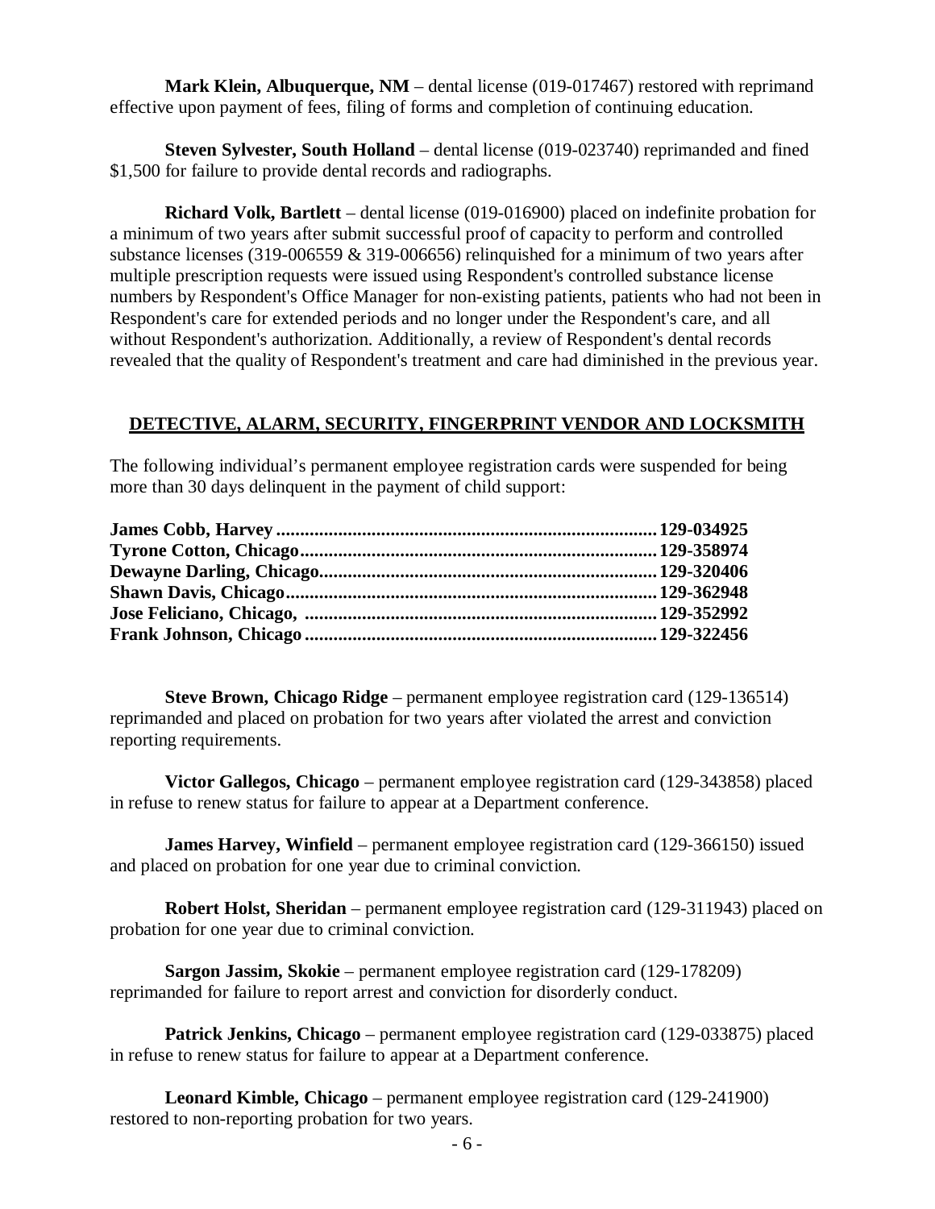**Mark Klein, Albuquerque, NM** – dental license (019-017467) restored with reprimand effective upon payment of fees, filing of forms and completion of continuing education.

**Steven Sylvester, South Holland** – dental license (019-023740) reprimanded and fined $1,500 for failure to provide dental records and radiographs.

**Richard Volk, Bartlett** – dental license (019-016900) placed on indefinite probation for a minimum of two years after submit successful proof of capacity to perform and controlled substance licenses (319-006559 & 319-006656) relinquished for a minimum of two years after multiple prescription requests were issued using Respondent's controlled substance license numbers by Respondent's Office Manager for non-existing patients, patients who had not been in Respondent's care for extended periods and no longer under the Respondent's care, and all without Respondent's authorization. Additionally, a review of Respondent's dental records revealed that the quality of Respondent's treatment and care had diminished in the previous year.

## DETECTIVE, ALARM, SECURITY, FINGERPRINT VENDOR AND LOCKSMITH

The following individual's permanent employee registration cards were suspended for being more than 30 days delinquent in the payment of child support:

**James Cobb, Harvey** ............................................................................... **129-034925**
**Tyrone Cotton, Chicago** .......................................................................... **129-358974**
**Dewayne Darling, Chicago** ...................................................................... **129-320406**
**Shawn Davis, Chicago** ............................................................................. **129-362948**
**Jose Feliciano, Chicago,** ......................................................................... **129-352992**
**Frank Johnson, Chicago** .......................................................................... **129-322456**

**Steve Brown, Chicago Ridge** – permanent employee registration card (129-136514) reprimanded and placed on probation for two years after violated the arrest and conviction reporting requirements.

**Victor Gallegos, Chicago** – permanent employee registration card (129-343858) placed in refuse to renew status for failure to appear at a Department conference.

**James Harvey, Winfield** – permanent employee registration card (129-366150) issued and placed on probation for one year due to criminal conviction.

**Robert Holst, Sheridan** – permanent employee registration card (129-311943) placed on probation for one year due to criminal conviction.

**Sargon Jassim, Skokie** – permanent employee registration card (129-178209) reprimanded for failure to report arrest and conviction for disorderly conduct.

**Patrick Jenkins, Chicago** – permanent employee registration card (129-033875) placed in refuse to renew status for failure to appear at a Department conference.

**Leonard Kimble, Chicago** – permanent employee registration card (129-241900) restored to non-reporting probation for two years.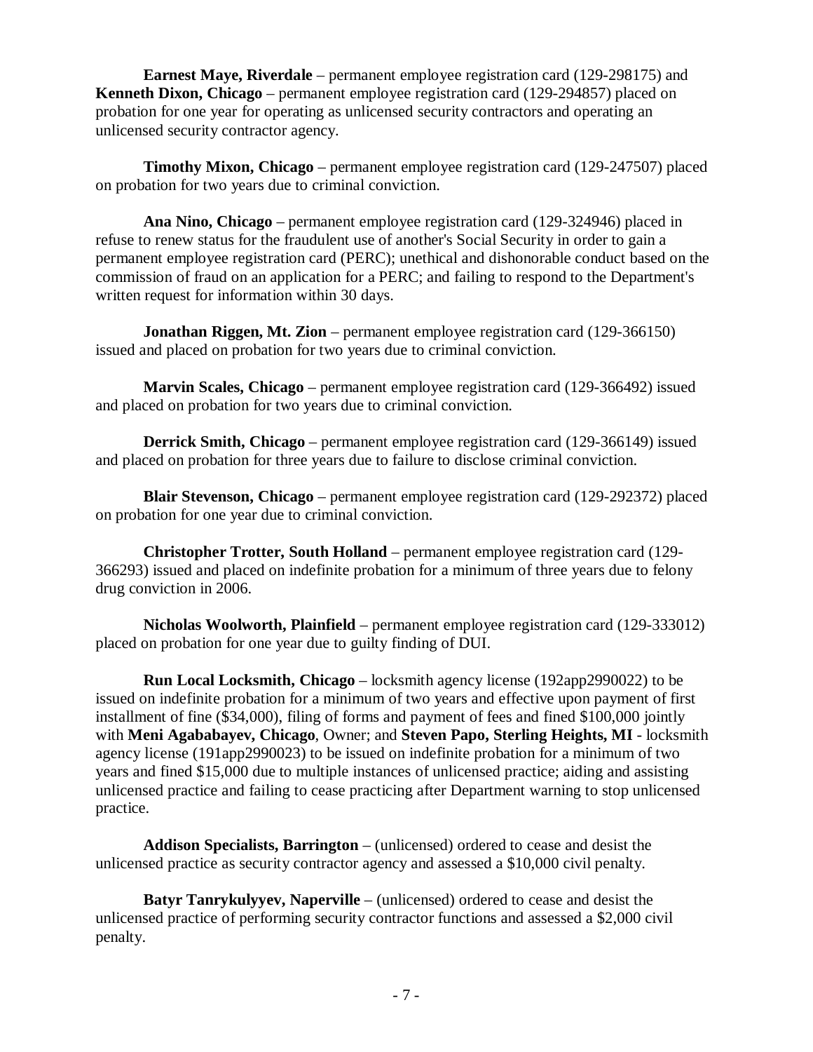**Earnest Maye, Riverdale** – permanent employee registration card (129-298175) and **Kenneth Dixon, Chicago** – permanent employee registration card (129-294857) placed on probation for one year for operating as unlicensed security contractors and operating an unlicensed security contractor agency.

**Timothy Mixon, Chicago** – permanent employee registration card (129-247507) placed on probation for two years due to criminal conviction.

**Ana Nino, Chicago** – permanent employee registration card (129-324946) placed in refuse to renew status for the fraudulent use of another's Social Security in order to gain a permanent employee registration card (PERC); unethical and dishonorable conduct based on the commission of fraud on an application for a PERC; and failing to respond to the Department's written request for information within 30 days.

**Jonathan Riggen, Mt. Zion** – permanent employee registration card (129-366150) issued and placed on probation for two years due to criminal conviction.

**Marvin Scales, Chicago** – permanent employee registration card (129-366492) issued and placed on probation for two years due to criminal conviction.

**Derrick Smith, Chicago** – permanent employee registration card (129-366149) issued and placed on probation for three years due to failure to disclose criminal conviction.

**Blair Stevenson, Chicago** – permanent employee registration card (129-292372) placed on probation for one year due to criminal conviction.

**Christopher Trotter, South Holland** – permanent employee registration card (129-366293) issued and placed on indefinite probation for a minimum of three years due to felony drug conviction in 2006.

**Nicholas Woolworth, Plainfield** – permanent employee registration card (129-333012) placed on probation for one year due to guilty finding of DUI.

**Run Local Locksmith, Chicago** – locksmith agency license (192app2990022) to be issued on indefinite probation for a minimum of two years and effective upon payment of first installment of fine ($34,000), filing of forms and payment of fees and fined $100,000 jointly with **Meni Agababayev, Chicago**, Owner; and **Steven Papo, Sterling Heights, MI** - locksmith agency license (191app2990023) to be issued on indefinite probation for a minimum of two years and fined $15,000 due to multiple instances of unlicensed practice; aiding and assisting unlicensed practice and failing to cease practicing after Department warning to stop unlicensed practice.

**Addison Specialists, Barrington** – (unlicensed) ordered to cease and desist the unlicensed practice as security contractor agency and assessed a $10,000 civil penalty.

**Batyr Tanrykulyyev, Naperville** – (unlicensed) ordered to cease and desist the unlicensed practice of performing security contractor functions and assessed a $2,000 civil penalty.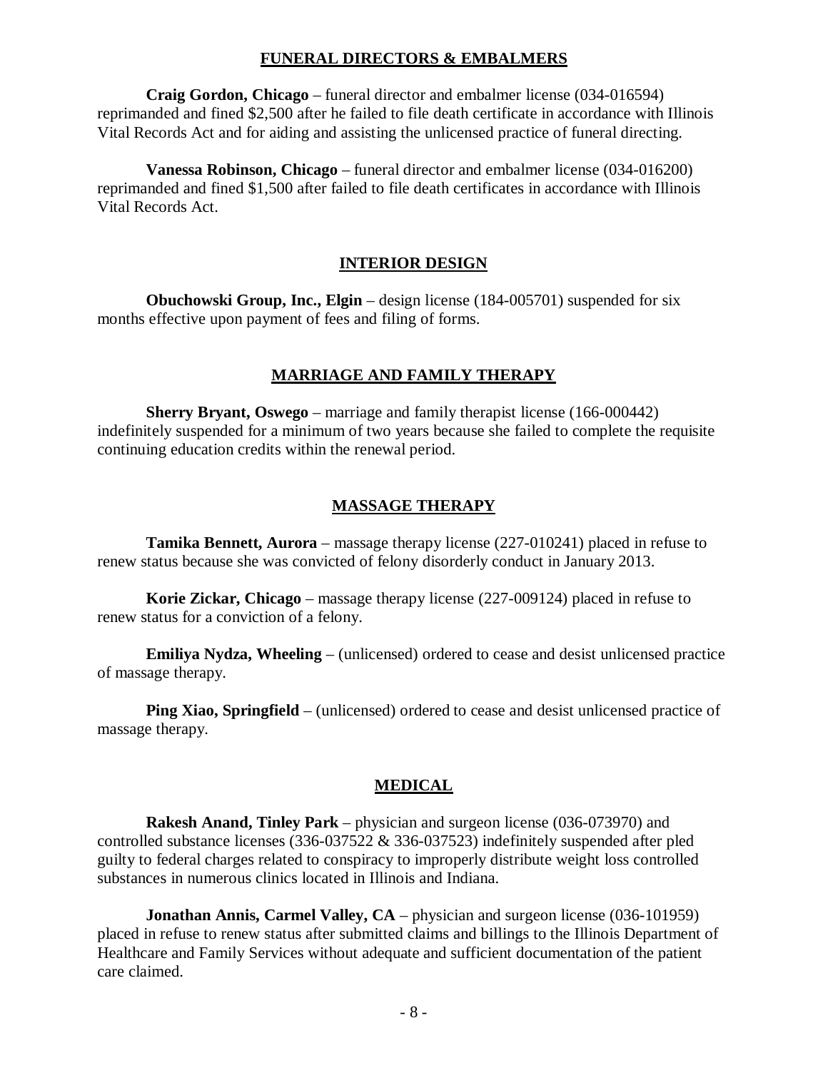## FUNERAL DIRECTORS & EMBALMERS

**Craig Gordon, Chicago** – funeral director and embalmer license (034-016594) reprimanded and fined $2,500 after he failed to file death certificate in accordance with Illinois Vital Records Act and for aiding and assisting the unlicensed practice of funeral directing.

**Vanessa Robinson, Chicago** – funeral director and embalmer license (034-016200) reprimanded and fined $1,500 after failed to file death certificates in accordance with Illinois Vital Records Act.

## INTERIOR DESIGN

**Obuchowski Group, Inc., Elgin** – design license (184-005701) suspended for six months effective upon payment of fees and filing of forms.

## MARRIAGE AND FAMILY THERAPY

**Sherry Bryant, Oswego** – marriage and family therapist license (166-000442) indefinitely suspended for a minimum of two years because she failed to complete the requisite continuing education credits within the renewal period.

## MASSAGE THERAPY

**Tamika Bennett, Aurora** – massage therapy license (227-010241) placed in refuse to renew status because she was convicted of felony disorderly conduct in January 2013.

**Korie Zickar, Chicago** – massage therapy license (227-009124) placed in refuse to renew status for a conviction of a felony.

**Emiliya Nydza, Wheeling** – (unlicensed) ordered to cease and desist unlicensed practice of massage therapy.

**Ping Xiao, Springfield** – (unlicensed) ordered to cease and desist unlicensed practice of massage therapy.

## MEDICAL

**Rakesh Anand, Tinley Park** – physician and surgeon license (036-073970) and controlled substance licenses (336-037522 & 336-037523) indefinitely suspended after pled guilty to federal charges related to conspiracy to improperly distribute weight loss controlled substances in numerous clinics located in Illinois and Indiana.

**Jonathan Annis, Carmel Valley, CA** – physician and surgeon license (036-101959) placed in refuse to renew status after submitted claims and billings to the Illinois Department of Healthcare and Family Services without adequate and sufficient documentation of the patient care claimed.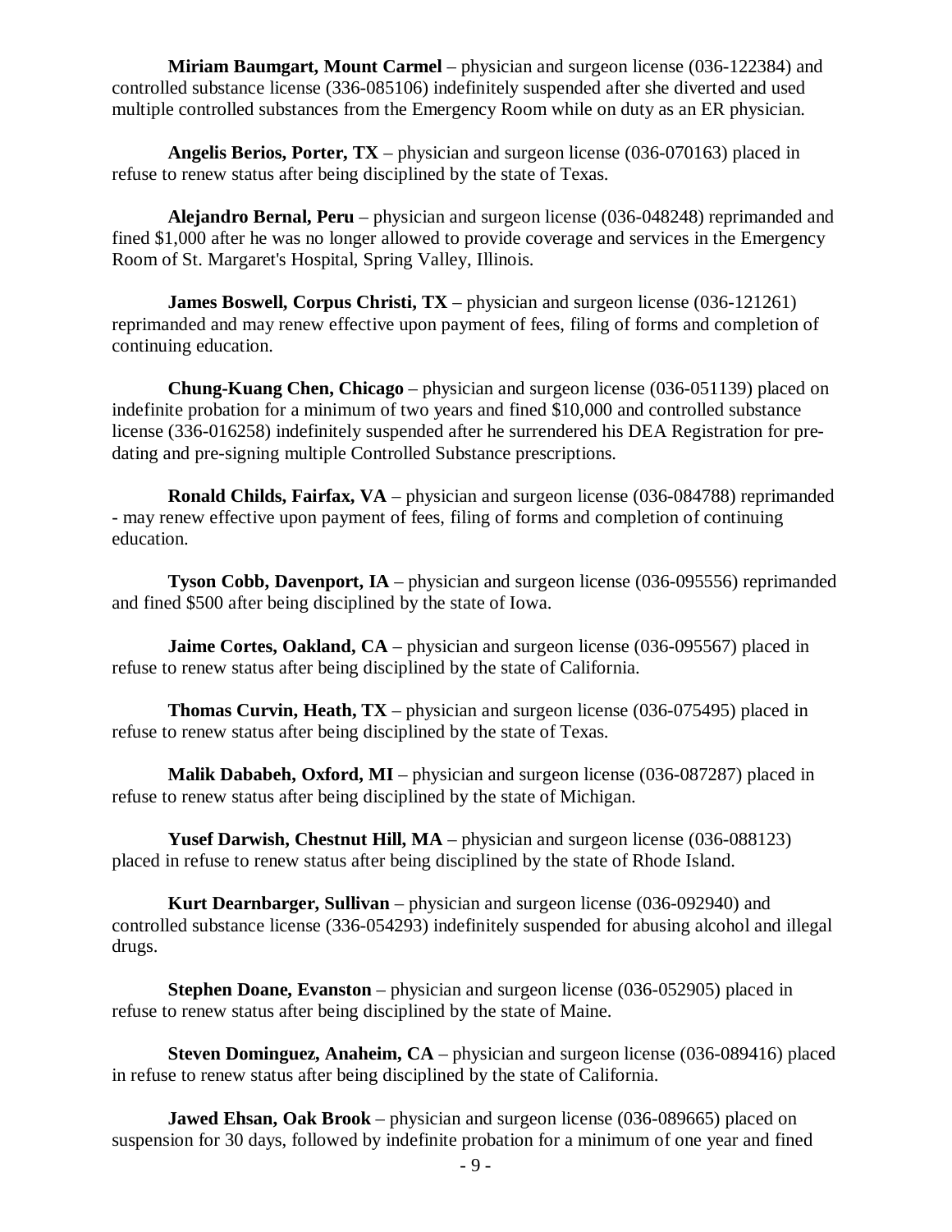**Miriam Baumgart, Mount Carmel** – physician and surgeon license (036-122384) and controlled substance license (336-085106) indefinitely suspended after she diverted and used multiple controlled substances from the Emergency Room while on duty as an ER physician.

**Angelis Berios, Porter, TX** – physician and surgeon license (036-070163) placed in refuse to renew status after being disciplined by the state of Texas.

**Alejandro Bernal, Peru** – physician and surgeon license (036-048248) reprimanded and fined $1,000 after he was no longer allowed to provide coverage and services in the Emergency Room of St. Margaret's Hospital, Spring Valley, Illinois.

**James Boswell, Corpus Christi, TX** – physician and surgeon license (036-121261) reprimanded and may renew effective upon payment of fees, filing of forms and completion of continuing education.

**Chung-Kuang Chen, Chicago** – physician and surgeon license (036-051139) placed on indefinite probation for a minimum of two years and fined $10,000 and controlled substance license (336-016258) indefinitely suspended after he surrendered his DEA Registration for pre-dating and pre-signing multiple Controlled Substance prescriptions.

**Ronald Childs, Fairfax, VA** – physician and surgeon license (036-084788) reprimanded - may renew effective upon payment of fees, filing of forms and completion of continuing education.

**Tyson Cobb, Davenport, IA** – physician and surgeon license (036-095556) reprimanded and fined $500 after being disciplined by the state of Iowa.

**Jaime Cortes, Oakland, CA** – physician and surgeon license (036-095567) placed in refuse to renew status after being disciplined by the state of California.

**Thomas Curvin, Heath, TX** – physician and surgeon license (036-075495) placed in refuse to renew status after being disciplined by the state of Texas.

**Malik Dababeh, Oxford, MI** – physician and surgeon license (036-087287) placed in refuse to renew status after being disciplined by the state of Michigan.

**Yusef Darwish, Chestnut Hill, MA** – physician and surgeon license (036-088123) placed in refuse to renew status after being disciplined by the state of Rhode Island.

**Kurt Dearnbarger, Sullivan** – physician and surgeon license (036-092940) and controlled substance license (336-054293) indefinitely suspended for abusing alcohol and illegal drugs.

**Stephen Doane, Evanston** – physician and surgeon license (036-052905) placed in refuse to renew status after being disciplined by the state of Maine.

**Steven Dominguez, Anaheim, CA** – physician and surgeon license (036-089416) placed in refuse to renew status after being disciplined by the state of California.

**Jawed Ehsan, Oak Brook** – physician and surgeon license (036-089665) placed on suspension for 30 days, followed by indefinite probation for a minimum of one year and fined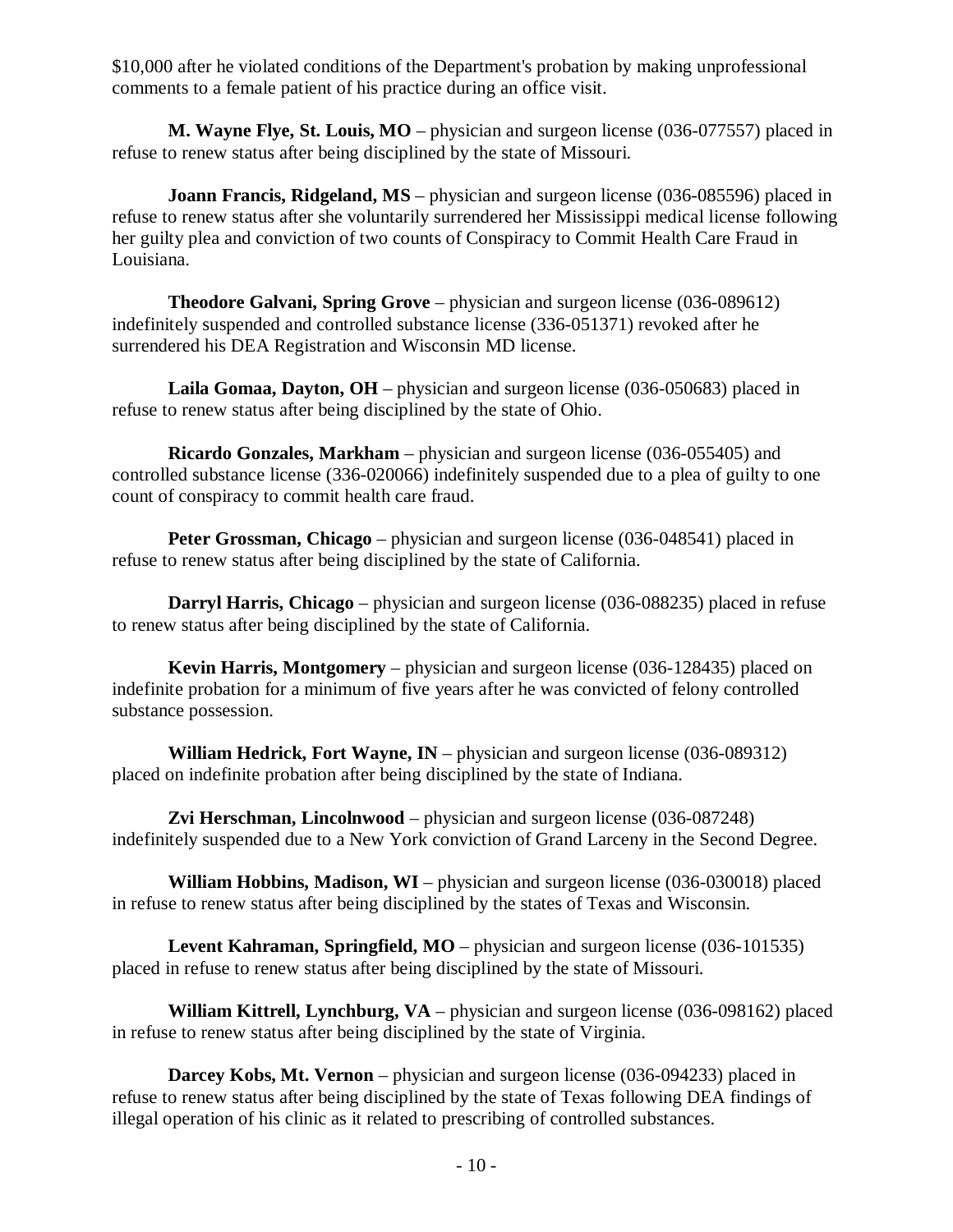$10,000 after he violated conditions of the Department's probation by making unprofessional comments to a female patient of his practice during an office visit.

**M. Wayne Flye, St. Louis, MO** – physician and surgeon license (036-077557) placed in refuse to renew status after being disciplined by the state of Missouri.

**Joann Francis, Ridgeland, MS** – physician and surgeon license (036-085596) placed in refuse to renew status after she voluntarily surrendered her Mississippi medical license following her guilty plea and conviction of two counts of Conspiracy to Commit Health Care Fraud in Louisiana.

**Theodore Galvani, Spring Grove** – physician and surgeon license (036-089612) indefinitely suspended and controlled substance license (336-051371) revoked after he surrendered his DEA Registration and Wisconsin MD license.

**Laila Gomaa, Dayton, OH** – physician and surgeon license (036-050683) placed in refuse to renew status after being disciplined by the state of Ohio.

**Ricardo Gonzales, Markham** – physician and surgeon license (036-055405) and controlled substance license (336-020066) indefinitely suspended due to a plea of guilty to one count of conspiracy to commit health care fraud.

**Peter Grossman, Chicago** – physician and surgeon license (036-048541) placed in refuse to renew status after being disciplined by the state of California.

**Darryl Harris, Chicago** – physician and surgeon license (036-088235) placed in refuse to renew status after being disciplined by the state of California.

**Kevin Harris, Montgomery** – physician and surgeon license (036-128435) placed on indefinite probation for a minimum of five years after he was convicted of felony controlled substance possession.

**William Hedrick, Fort Wayne, IN** – physician and surgeon license (036-089312) placed on indefinite probation after being disciplined by the state of Indiana.

**Zvi Herschman, Lincolnwood** – physician and surgeon license (036-087248) indefinitely suspended due to a New York conviction of Grand Larceny in the Second Degree.

**William Hobbins, Madison, WI** – physician and surgeon license (036-030018) placed in refuse to renew status after being disciplined by the states of Texas and Wisconsin.

**Levent Kahraman, Springfield, MO** – physician and surgeon license (036-101535) placed in refuse to renew status after being disciplined by the state of Missouri.

**William Kittrell, Lynchburg, VA** – physician and surgeon license (036-098162) placed in refuse to renew status after being disciplined by the state of Virginia.

**Darcey Kobs, Mt. Vernon** – physician and surgeon license (036-094233) placed in refuse to renew status after being disciplined by the state of Texas following DEA findings of illegal operation of his clinic as it related to prescribing of controlled substances.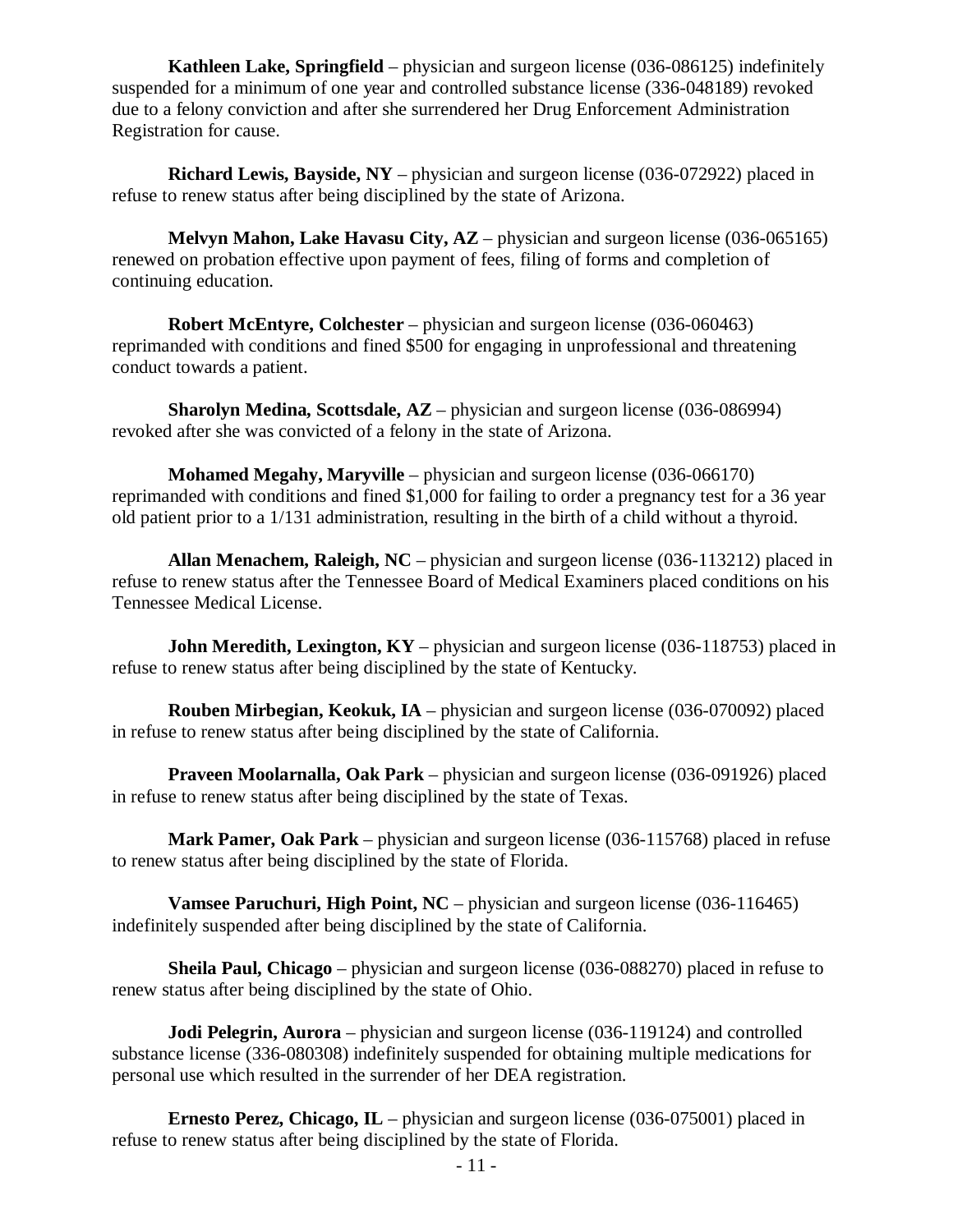**Kathleen Lake, Springfield** – physician and surgeon license (036-086125) indefinitely suspended for a minimum of one year and controlled substance license (336-048189) revoked due to a felony conviction and after she surrendered her Drug Enforcement Administration Registration for cause.

**Richard Lewis, Bayside, NY** – physician and surgeon license (036-072922) placed in refuse to renew status after being disciplined by the state of Arizona.

**Melvyn Mahon, Lake Havasu City, AZ** – physician and surgeon license (036-065165) renewed on probation effective upon payment of fees, filing of forms and completion of continuing education.

**Robert McEntyre, Colchester** – physician and surgeon license (036-060463) reprimanded with conditions and fined $500 for engaging in unprofessional and threatening conduct towards a patient.

**Sharolyn Medina, Scottsdale, AZ** – physician and surgeon license (036-086994) revoked after she was convicted of a felony in the state of Arizona.

**Mohamed Megahy, Maryville** – physician and surgeon license (036-066170) reprimanded with conditions and fined $1,000 for failing to order a pregnancy test for a 36 year old patient prior to a 1/131 administration, resulting in the birth of a child without a thyroid.

**Allan Menachem, Raleigh, NC** – physician and surgeon license (036-113212) placed in refuse to renew status after the Tennessee Board of Medical Examiners placed conditions on his Tennessee Medical License.

**John Meredith, Lexington, KY** – physician and surgeon license (036-118753) placed in refuse to renew status after being disciplined by the state of Kentucky.

**Rouben Mirbegian, Keokuk, IA** – physician and surgeon license (036-070092) placed in refuse to renew status after being disciplined by the state of California.

**Praveen Moolarnalla, Oak Park** – physician and surgeon license (036-091926) placed in refuse to renew status after being disciplined by the state of Texas.

**Mark Pamer, Oak Park** – physician and surgeon license (036-115768) placed in refuse to renew status after being disciplined by the state of Florida.

**Vamsee Paruchuri, High Point, NC** – physician and surgeon license (036-116465) indefinitely suspended after being disciplined by the state of California.

**Sheila Paul, Chicago** – physician and surgeon license (036-088270) placed in refuse to renew status after being disciplined by the state of Ohio.

**Jodi Pelegrin, Aurora** – physician and surgeon license (036-119124) and controlled substance license (336-080308) indefinitely suspended for obtaining multiple medications for personal use which resulted in the surrender of her DEA registration.

**Ernesto Perez, Chicago, IL** – physician and surgeon license (036-075001) placed in refuse to renew status after being disciplined by the state of Florida.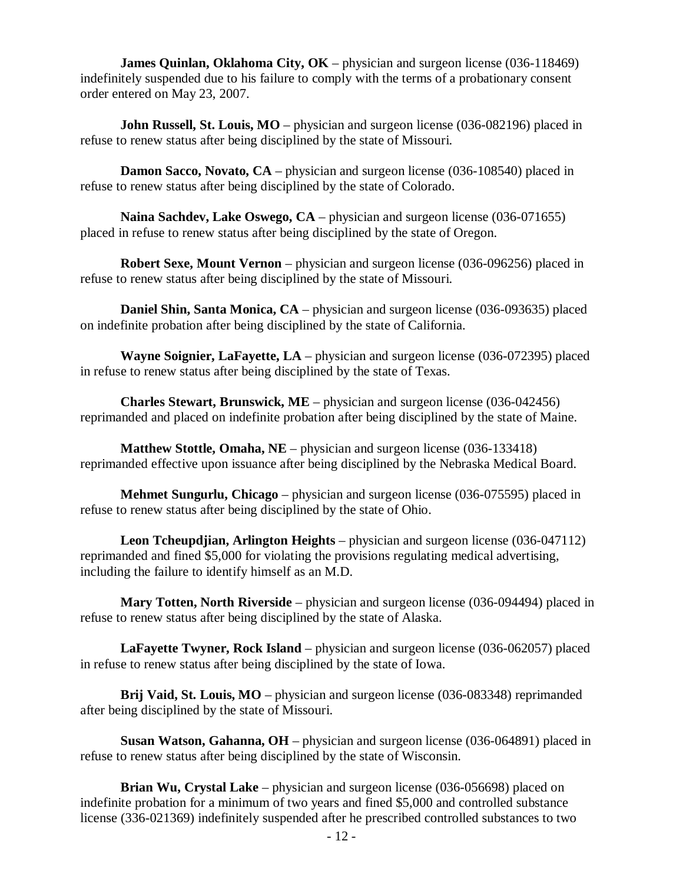**James Quinlan, Oklahoma City, OK** – physician and surgeon license (036-118469) indefinitely suspended due to his failure to comply with the terms of a probationary consent order entered on May 23, 2007.

**John Russell, St. Louis, MO** – physician and surgeon license (036-082196) placed in refuse to renew status after being disciplined by the state of Missouri.

**Damon Sacco, Novato, CA** – physician and surgeon license (036-108540) placed in refuse to renew status after being disciplined by the state of Colorado.

**Naina Sachdev, Lake Oswego, CA** – physician and surgeon license (036-071655) placed in refuse to renew status after being disciplined by the state of Oregon.

**Robert Sexe, Mount Vernon** – physician and surgeon license (036-096256) placed in refuse to renew status after being disciplined by the state of Missouri.

**Daniel Shin, Santa Monica, CA** – physician and surgeon license (036-093635) placed on indefinite probation after being disciplined by the state of California.

**Wayne Soignier, LaFayette, LA** – physician and surgeon license (036-072395) placed in refuse to renew status after being disciplined by the state of Texas.

**Charles Stewart, Brunswick, ME** – physician and surgeon license (036-042456) reprimanded and placed on indefinite probation after being disciplined by the state of Maine.

**Matthew Stottle, Omaha, NE** – physician and surgeon license (036-133418) reprimanded effective upon issuance after being disciplined by the Nebraska Medical Board.

**Mehmet Sungurlu, Chicago** – physician and surgeon license (036-075595) placed in refuse to renew status after being disciplined by the state of Ohio.

**Leon Tcheupdjian, Arlington Heights** – physician and surgeon license (036-047112) reprimanded and fined $5,000 for violating the provisions regulating medical advertising, including the failure to identify himself as an M.D.

**Mary Totten, North Riverside** – physician and surgeon license (036-094494) placed in refuse to renew status after being disciplined by the state of Alaska.

**LaFayette Twyner, Rock Island** – physician and surgeon license (036-062057) placed in refuse to renew status after being disciplined by the state of Iowa.

**Brij Vaid, St. Louis, MO** – physician and surgeon license (036-083348) reprimanded after being disciplined by the state of Missouri.

**Susan Watson, Gahanna, OH** – physician and surgeon license (036-064891) placed in refuse to renew status after being disciplined by the state of Wisconsin.

**Brian Wu, Crystal Lake** – physician and surgeon license (036-056698) placed on indefinite probation for a minimum of two years and fined $5,000 and controlled substance license (336-021369) indefinitely suspended after he prescribed controlled substances to two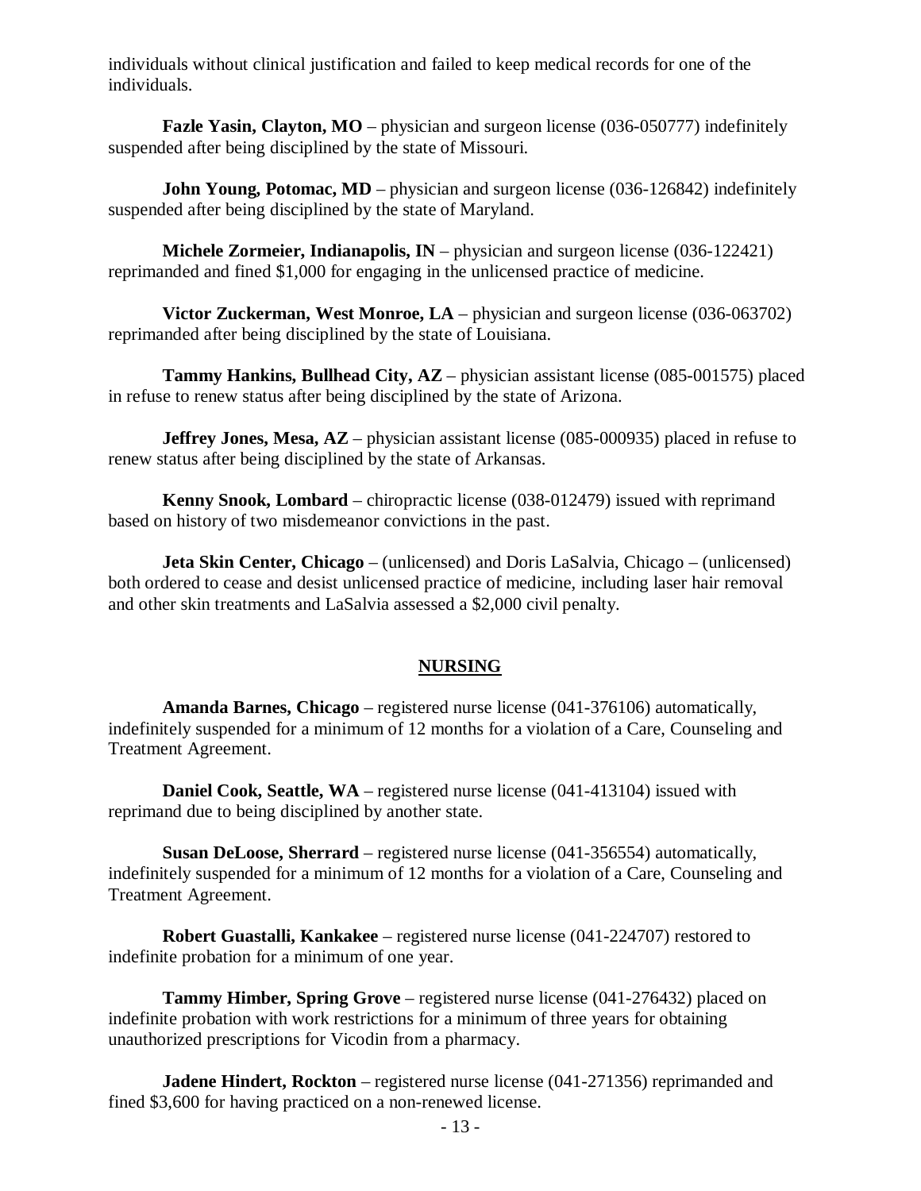individuals without clinical justification and failed to keep medical records for one of the individuals.

**Fazle Yasin, Clayton, MO** – physician and surgeon license (036-050777) indefinitely suspended after being disciplined by the state of Missouri.

**John Young, Potomac, MD** – physician and surgeon license (036-126842) indefinitely suspended after being disciplined by the state of Maryland.

**Michele Zormeier, Indianapolis, IN** – physician and surgeon license (036-122421) reprimanded and fined $1,000 for engaging in the unlicensed practice of medicine.

**Victor Zuckerman, West Monroe, LA** – physician and surgeon license (036-063702) reprimanded after being disciplined by the state of Louisiana.

**Tammy Hankins, Bullhead City, AZ** – physician assistant license (085-001575) placed in refuse to renew status after being disciplined by the state of Arizona.

**Jeffrey Jones, Mesa, AZ** – physician assistant license (085-000935) placed in refuse to renew status after being disciplined by the state of Arkansas.

**Kenny Snook, Lombard** – chiropractic license (038-012479) issued with reprimand based on history of two misdemeanor convictions in the past.

**Jeta Skin Center, Chicago** – (unlicensed) and Doris LaSalvia, Chicago – (unlicensed) both ordered to cease and desist unlicensed practice of medicine, including laser hair removal and other skin treatments and LaSalvia assessed a $2,000 civil penalty.

## NURSING

**Amanda Barnes, Chicago** – registered nurse license (041-376106) automatically, indefinitely suspended for a minimum of 12 months for a violation of a Care, Counseling and Treatment Agreement.

**Daniel Cook, Seattle, WA** – registered nurse license (041-413104) issued with reprimand due to being disciplined by another state.

**Susan DeLoose, Sherrard** – registered nurse license (041-356554) automatically, indefinitely suspended for a minimum of 12 months for a violation of a Care, Counseling and Treatment Agreement.

**Robert Guastalli, Kankakee** – registered nurse license (041-224707) restored to indefinite probation for a minimum of one year.

**Tammy Himber, Spring Grove** – registered nurse license (041-276432) placed on indefinite probation with work restrictions for a minimum of three years for obtaining unauthorized prescriptions for Vicodin from a pharmacy.

**Jadene Hindert, Rockton** – registered nurse license (041-271356) reprimanded and fined $3,600 for having practiced on a non-renewed license.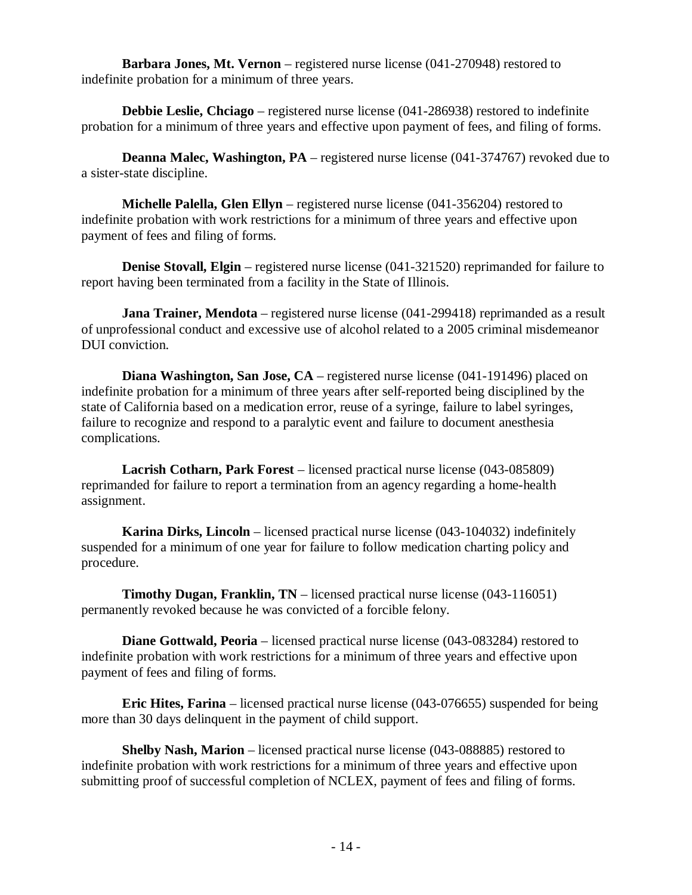**Barbara Jones, Mt. Vernon** – registered nurse license (041-270948) restored to indefinite probation for a minimum of three years.

**Debbie Leslie, Chciago** – registered nurse license (041-286938) restored to indefinite probation for a minimum of three years and effective upon payment of fees, and filing of forms.

**Deanna Malec, Washington, PA** – registered nurse license (041-374767) revoked due to a sister-state discipline.

**Michelle Palella, Glen Ellyn** – registered nurse license (041-356204) restored to indefinite probation with work restrictions for a minimum of three years and effective upon payment of fees and filing of forms.

**Denise Stovall, Elgin** – registered nurse license (041-321520) reprimanded for failure to report having been terminated from a facility in the State of Illinois.

**Jana Trainer, Mendota** – registered nurse license (041-299418) reprimanded as a result of unprofessional conduct and excessive use of alcohol related to a 2005 criminal misdemeanor DUI conviction.

**Diana Washington, San Jose, CA** – registered nurse license (041-191496) placed on indefinite probation for a minimum of three years after self-reported being disciplined by the state of California based on a medication error, reuse of a syringe, failure to label syringes, failure to recognize and respond to a paralytic event and failure to document anesthesia complications.

**Lacrish Cotharn, Park Forest** – licensed practical nurse license (043-085809) reprimanded for failure to report a termination from an agency regarding a home-health assignment.

**Karina Dirks, Lincoln** – licensed practical nurse license (043-104032) indefinitely suspended for a minimum of one year for failure to follow medication charting policy and procedure.

**Timothy Dugan, Franklin, TN** – licensed practical nurse license (043-116051) permanently revoked because he was convicted of a forcible felony.

**Diane Gottwald, Peoria** – licensed practical nurse license (043-083284) restored to indefinite probation with work restrictions for a minimum of three years and effective upon payment of fees and filing of forms.

**Eric Hites, Farina** – licensed practical nurse license (043-076655) suspended for being more than 30 days delinquent in the payment of child support.

**Shelby Nash, Marion** – licensed practical nurse license (043-088885) restored to indefinite probation with work restrictions for a minimum of three years and effective upon submitting proof of successful completion of NCLEX, payment of fees and filing of forms.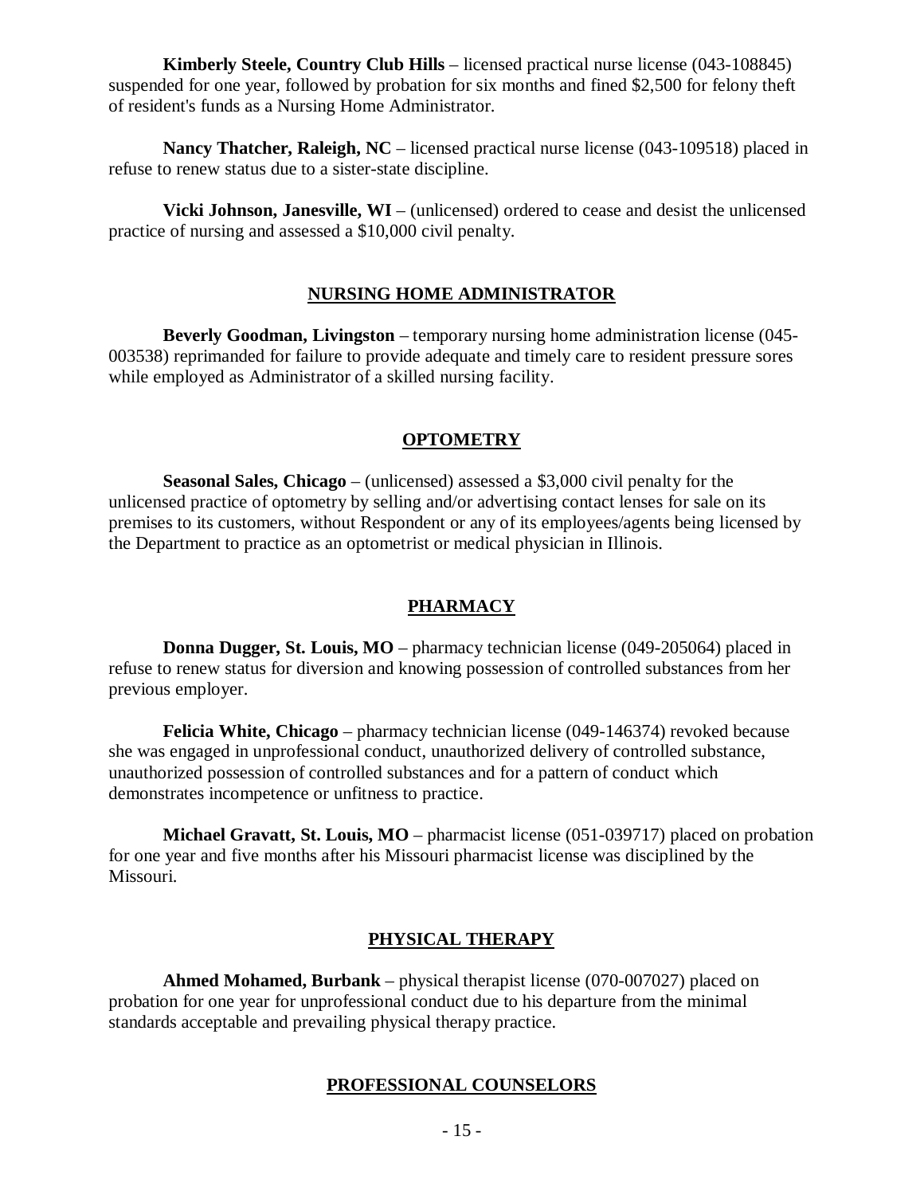**Kimberly Steele, Country Club Hills** – licensed practical nurse license (043-108845) suspended for one year, followed by probation for six months and fined $2,500 for felony theft of resident's funds as a Nursing Home Administrator.

**Nancy Thatcher, Raleigh, NC** – licensed practical nurse license (043-109518) placed in refuse to renew status due to a sister-state discipline.

**Vicki Johnson, Janesville, WI** – (unlicensed) ordered to cease and desist the unlicensed practice of nursing and assessed a $10,000 civil penalty.

## NURSING HOME ADMINISTRATOR

**Beverly Goodman, Livingston** – temporary nursing home administration license (045-003538) reprimanded for failure to provide adequate and timely care to resident pressure sores while employed as Administrator of a skilled nursing facility.

## OPTOMETRY

**Seasonal Sales, Chicago** – (unlicensed) assessed a $3,000 civil penalty for the unlicensed practice of optometry by selling and/or advertising contact lenses for sale on its premises to its customers, without Respondent or any of its employees/agents being licensed by the Department to practice as an optometrist or medical physician in Illinois.

## PHARMACY

**Donna Dugger, St. Louis, MO** – pharmacy technician license (049-205064) placed in refuse to renew status for diversion and knowing possession of controlled substances from her previous employer.

**Felicia White, Chicago** – pharmacy technician license (049-146374) revoked because she was engaged in unprofessional conduct, unauthorized delivery of controlled substance, unauthorized possession of controlled substances and for a pattern of conduct which demonstrates incompetence or unfitness to practice.

**Michael Gravatt, St. Louis, MO** – pharmacist license (051-039717) placed on probation for one year and five months after his Missouri pharmacist license was disciplined by the Missouri.

## PHYSICAL THERAPY

**Ahmed Mohamed, Burbank** – physical therapist license (070-007027) placed on probation for one year for unprofessional conduct due to his departure from the minimal standards acceptable and prevailing physical therapy practice.

## PROFESSIONAL COUNSELORS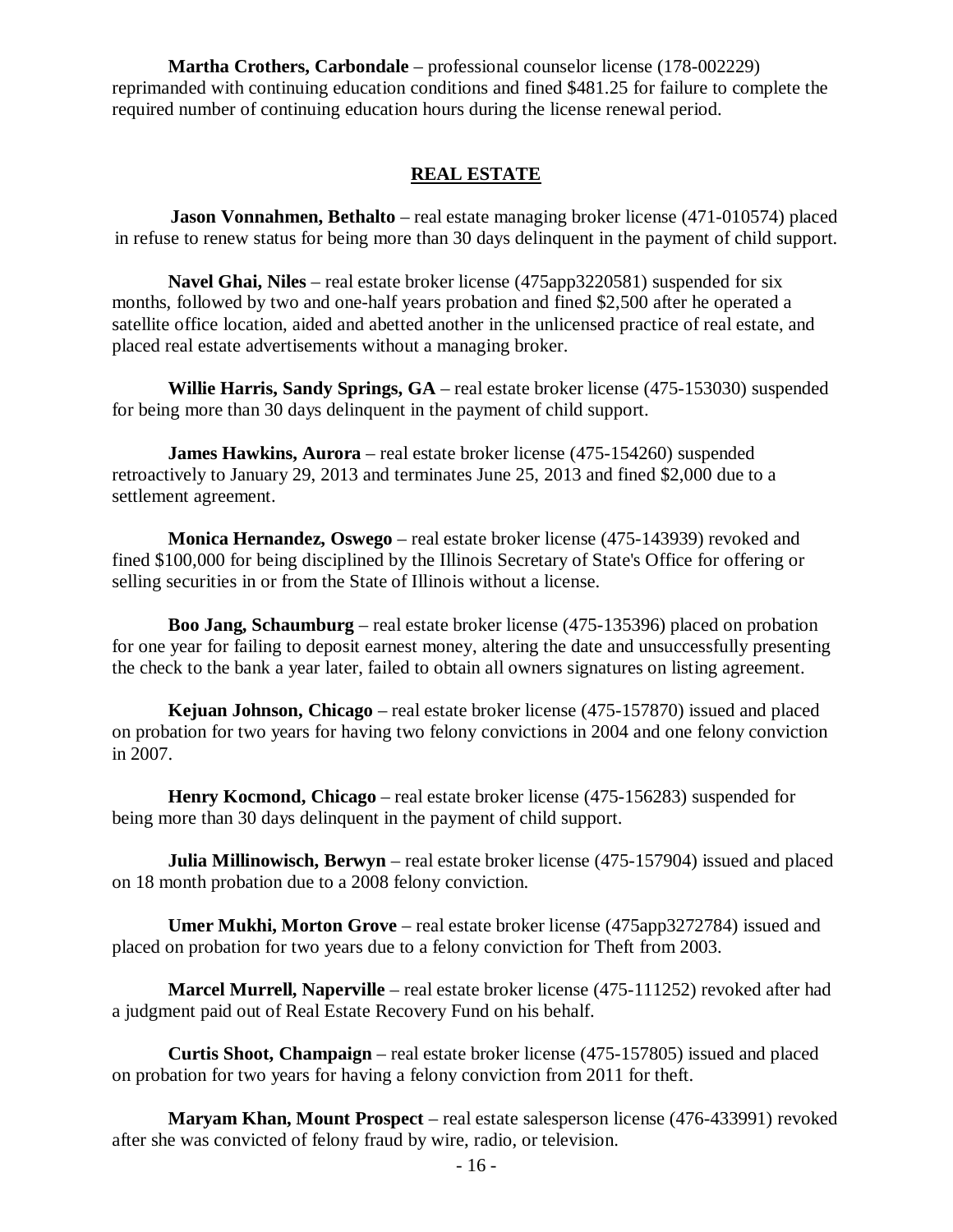**Martha Crothers, Carbondale** – professional counselor license (178-002229) reprimanded with continuing education conditions and fined $481.25 for failure to complete the required number of continuing education hours during the license renewal period.

## REAL ESTATE

**Jason Vonnahmen, Bethalto** – real estate managing broker license (471-010574) placed in refuse to renew status for being more than 30 days delinquent in the payment of child support.

**Navel Ghai, Niles** – real estate broker license (475app3220581) suspended for six months, followed by two and one-half years probation and fined $2,500 after he operated a satellite office location, aided and abetted another in the unlicensed practice of real estate, and placed real estate advertisements without a managing broker.

**Willie Harris, Sandy Springs, GA** – real estate broker license (475-153030) suspended for being more than 30 days delinquent in the payment of child support.

**James Hawkins, Aurora** – real estate broker license (475-154260) suspended retroactively to January 29, 2013 and terminates June 25, 2013 and fined $2,000 due to a settlement agreement.

**Monica Hernandez, Oswego** – real estate broker license (475-143939) revoked and fined $100,000 for being disciplined by the Illinois Secretary of State's Office for offering or selling securities in or from the State of Illinois without a license.

**Boo Jang, Schaumburg** – real estate broker license (475-135396) placed on probation for one year for failing to deposit earnest money, altering the date and unsuccessfully presenting the check to the bank a year later, failed to obtain all owners signatures on listing agreement.

**Kejuan Johnson, Chicago** – real estate broker license (475-157870) issued and placed on probation for two years for having two felony convictions in 2004 and one felony conviction in 2007.

**Henry Kocmond, Chicago** – real estate broker license (475-156283) suspended for being more than 30 days delinquent in the payment of child support.

**Julia Millinowisch, Berwyn** – real estate broker license (475-157904) issued and placed on 18 month probation due to a 2008 felony conviction.

**Umer Mukhi, Morton Grove** – real estate broker license (475app3272784) issued and placed on probation for two years due to a felony conviction for Theft from 2003.

**Marcel Murrell, Naperville** – real estate broker license (475-111252) revoked after had a judgment paid out of Real Estate Recovery Fund on his behalf.

**Curtis Shoot, Champaign** – real estate broker license (475-157805) issued and placed on probation for two years for having a felony conviction from 2011 for theft.

**Maryam Khan, Mount Prospect** – real estate salesperson license (476-433991) revoked after she was convicted of felony fraud by wire, radio, or television.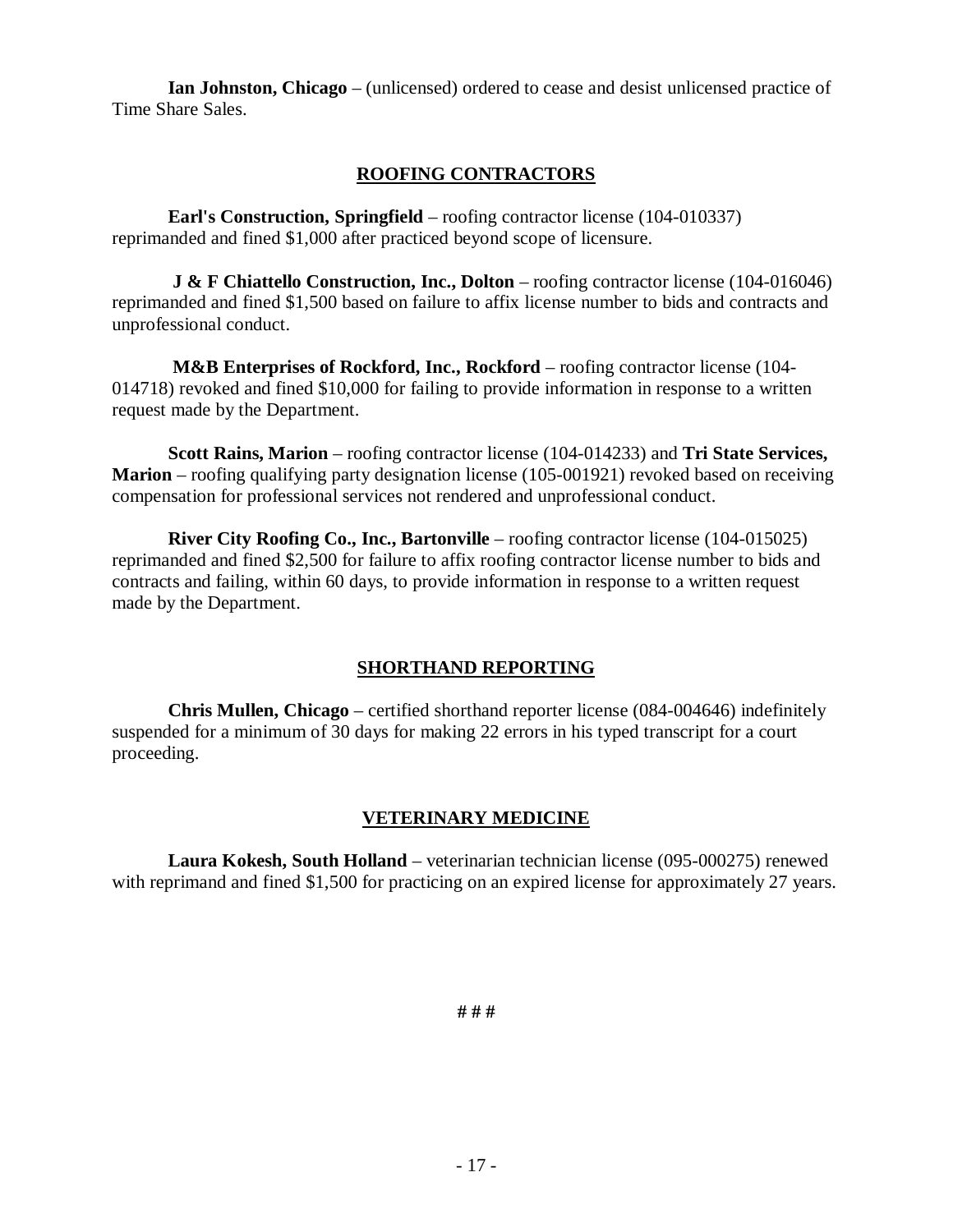**Ian Johnston, Chicago** – (unlicensed) ordered to cease and desist unlicensed practice of Time Share Sales.

## ROOFING CONTRACTORS

**Earl's Construction, Springfield** – roofing contractor license (104-010337) reprimanded and fined $1,000 after practiced beyond scope of licensure.

**J & F Chiattello Construction, Inc., Dolton** – roofing contractor license (104-016046) reprimanded and fined $1,500 based on failure to affix license number to bids and contracts and unprofessional conduct.

**M&B Enterprises of Rockford, Inc., Rockford** – roofing contractor license (104-014718) revoked and fined $10,000 for failing to provide information in response to a written request made by the Department.

**Scott Rains, Marion** – roofing contractor license (104-014233) and **Tri State Services, Marion** – roofing qualifying party designation license (105-001921) revoked based on receiving compensation for professional services not rendered and unprofessional conduct.

**River City Roofing Co., Inc., Bartonville** – roofing contractor license (104-015025) reprimanded and fined $2,500 for failure to affix roofing contractor license number to bids and contracts and failing, within 60 days, to provide information in response to a written request made by the Department.

## SHORTHAND REPORTING

**Chris Mullen, Chicago** – certified shorthand reporter license (084-004646) indefinitely suspended for a minimum of 30 days for making 22 errors in his typed transcript for a court proceeding.

## VETERINARY MEDICINE

**Laura Kokesh, South Holland** – veterinarian technician license (095-000275) renewed with reprimand and fined $1,500 for practicing on an expired license for approximately 27 years.

# # #